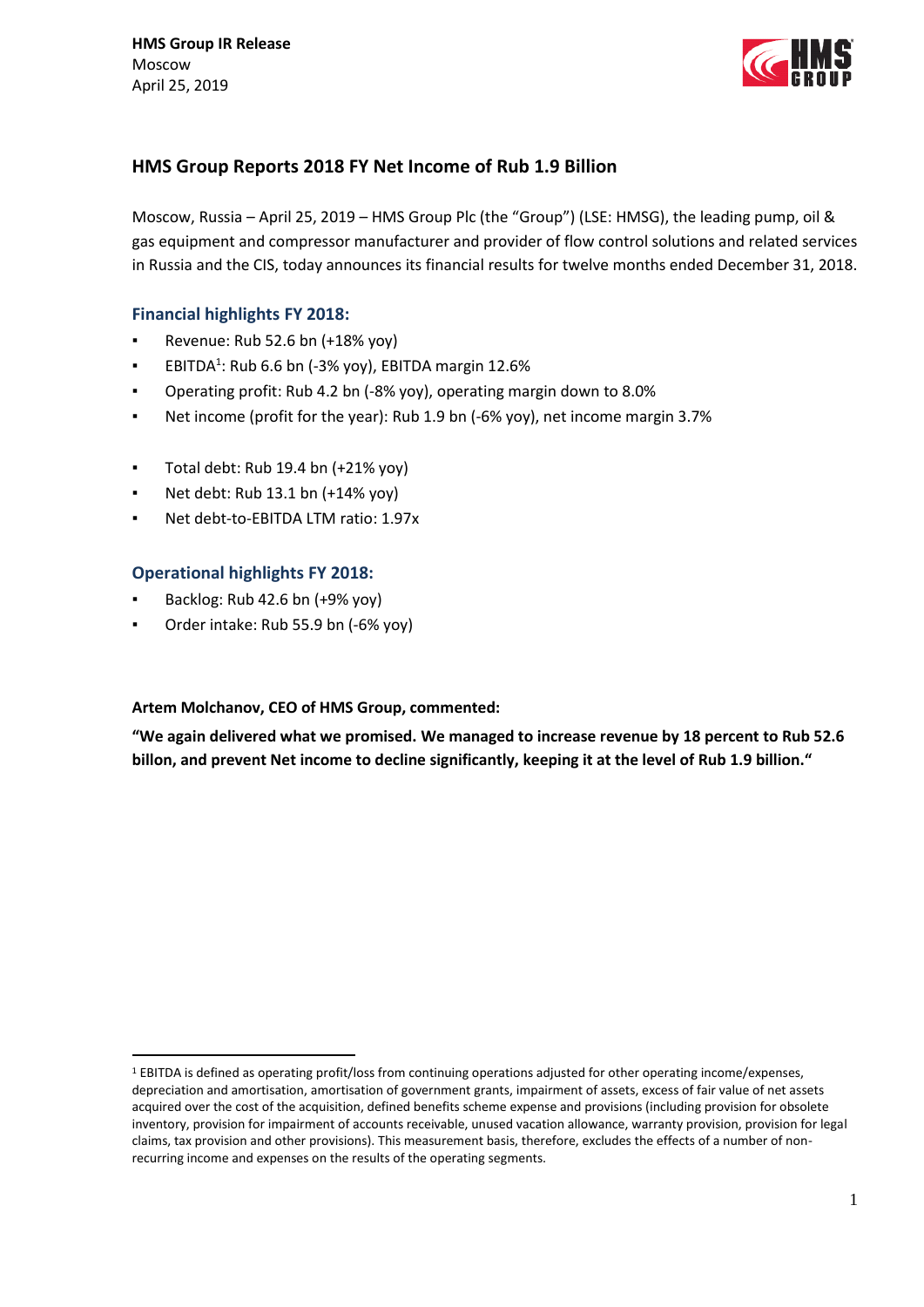**HMS Group IR Release**
Moscow
April 25, 2019

## HMS Group Reports 2018 FY Net Income of Rub 1.9 Billion

Moscow, Russia – April 25, 2019 – HMS Group Plc (the "Group") (LSE: HMSG), the leading pump, oil & gas equipment and compressor manufacturer and provider of flow control solutions and related services in Russia and the CIS, today announces its financial results for twelve months ended December 31, 2018.

### Financial highlights FY 2018:

- Revenue: Rub 52.6 bn (+18% yoy)
- EBITDA[1]: Rub 6.6 bn (-3% yoy), EBITDA margin 12.6%
- Operating profit: Rub 4.2 bn (-8% yoy), operating margin down to 8.0%
- Net income (profit for the year): Rub 1.9 bn (-6% yoy), net income margin 3.7%

- Total debt: Rub 19.4 bn (+21% yoy)
- Net debt: Rub 13.1 bn (+14% yoy)
- Net debt-to-EBITDA LTM ratio: 1.97x

### Operational highlights FY 2018:

- Backlog: Rub 42.6 bn (+9% yoy)
- Order intake: Rub 55.9 bn (-6% yoy)

**Artem Molchanov, CEO of HMS Group, commented:**

**"We again delivered what we promised. We managed to increase revenue by 18 percent to Rub 52.6 billon, and prevent Net income to decline significantly, keeping it at the level of Rub 1.9 billion."**

[1] EBITDA is defined as operating profit/loss from continuing operations adjusted for other operating income/expenses, depreciation and amortisation, amortisation of government grants, impairment of assets, excess of fair value of net assets acquired over the cost of the acquisition, defined benefits scheme expense and provisions (including provision for obsolete inventory, provision for impairment of accounts receivable, unused vacation allowance, warranty provision, provision for legal claims, tax provision and other provisions). This measurement basis, therefore, excludes the effects of a number of non-recurring income and expenses on the results of the operating segments.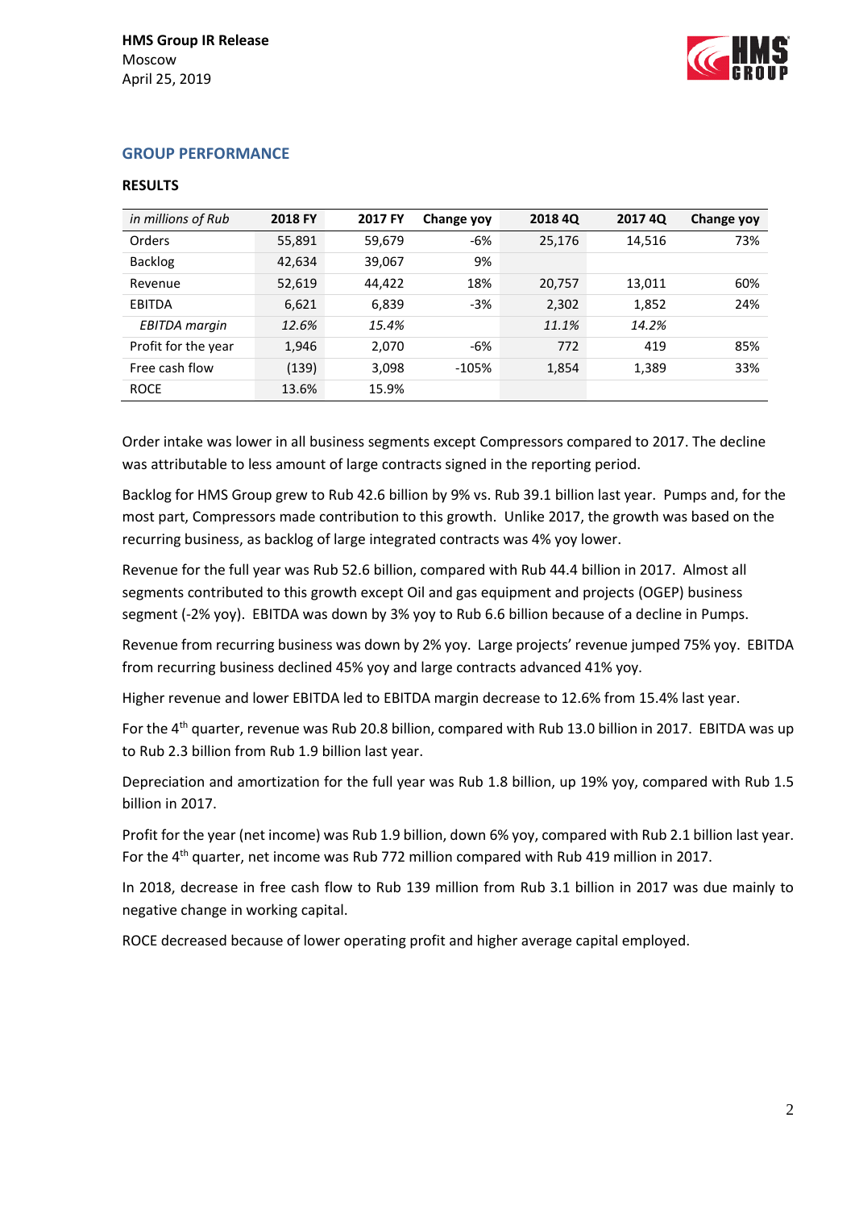## GROUP PERFORMANCE

### RESULTS

| *in millions of Rub* | 2018 FY | 2017 FY | Change yoy | 2018 4Q | 2017 4Q | Change yoy |
|---|---|---|---|---|---|---|
| Orders | 55,891 | 59,679 | -6% | 25,176 | 14,516 | 73% |
| Backlog | 42,634 | 39,067 | 9% | | | |
| Revenue | 52,619 | 44,422 | 18% | 20,757 | 13,011 | 60% |
| EBITDA | 6,621 | 6,839 | -3% | 2,302 | 1,852 | 24% |
| *EBITDA margin* | *12.6%* | *15.4%* | | *11.1%* | *14.2%* | |
| Profit for the year | 1,946 | 2,070 | -6% | 772 | 419 | 85% |
| Free cash flow | (139) | 3,098 | -105% | 1,854 | 1,389 | 33% |
| ROCE | 13.6% | 15.9% | | | | |

Order intake was lower in all business segments except Compressors compared to 2017. The decline was attributable to less amount of large contracts signed in the reporting period.

Backlog for HMS Group grew to Rub 42.6 billion by 9% vs. Rub 39.1 billion last year. Pumps and, for the most part, Compressors made contribution to this growth. Unlike 2017, the growth was based on the recurring business, as backlog of large integrated contracts was 4% yoy lower.

Revenue for the full year was Rub 52.6 billion, compared with Rub 44.4 billion in 2017. Almost all segments contributed to this growth except Oil and gas equipment and projects (OGEP) business segment (-2% yoy). EBITDA was down by 3% yoy to Rub 6.6 billion because of a decline in Pumps.

Revenue from recurring business was down by 2% yoy. Large projects' revenue jumped 75% yoy. EBITDA from recurring business declined 45% yoy and large contracts advanced 41% yoy.

Higher revenue and lower EBITDA led to EBITDA margin decrease to 12.6% from 15.4% last year.

For the 4th quarter, revenue was Rub 20.8 billion, compared with Rub 13.0 billion in 2017. EBITDA was up to Rub 2.3 billion from Rub 1.9 billion last year.

Depreciation and amortization for the full year was Rub 1.8 billion, up 19% yoy, compared with Rub 1.5 billion in 2017.

Profit for the year (net income) was Rub 1.9 billion, down 6% yoy, compared with Rub 2.1 billion last year. For the 4th quarter, net income was Rub 772 million compared with Rub 419 million in 2017.

In 2018, decrease in free cash flow to Rub 139 million from Rub 3.1 billion in 2017 was due mainly to negative change in working capital.

ROCE decreased because of lower operating profit and higher average capital employed.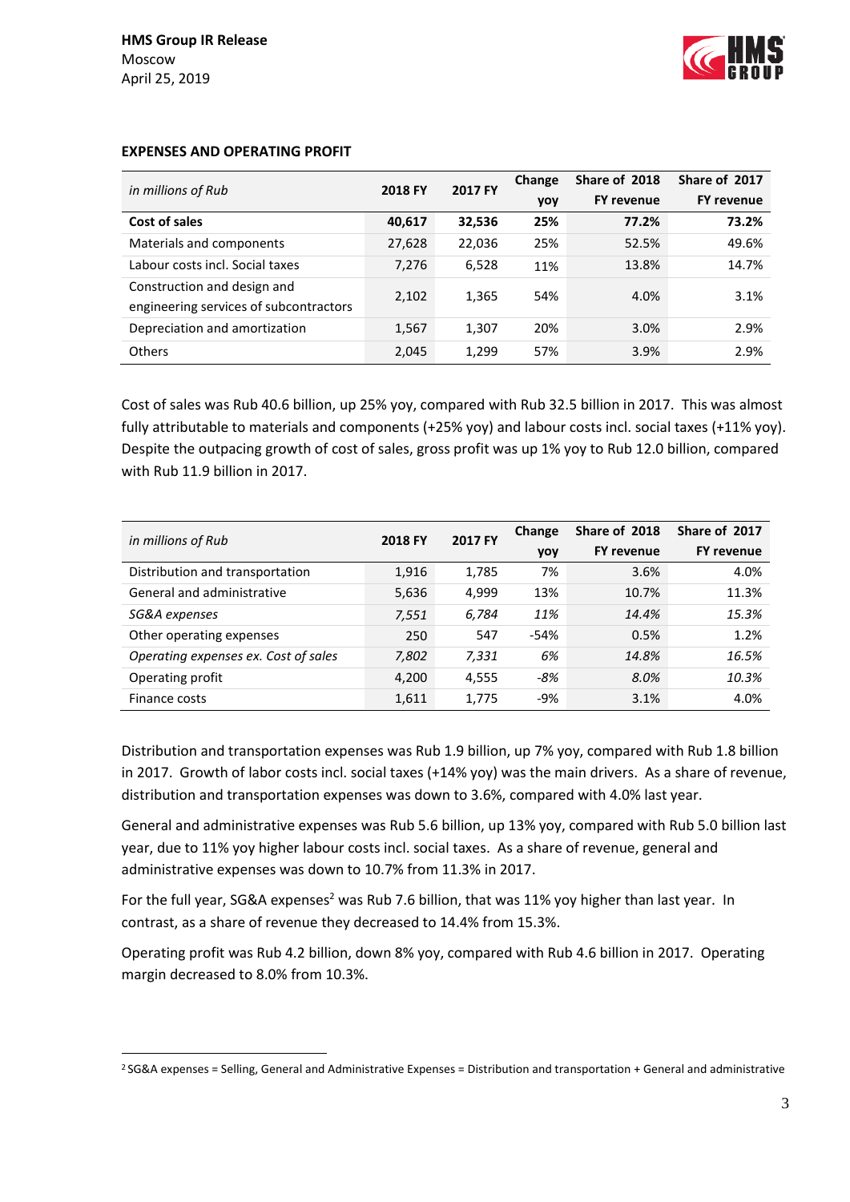## EXPENSES AND OPERATING PROFIT

| *in millions of Rub* | 2018 FY | 2017 FY | Change yoy | Share of 2018 FY revenue | Share of 2017 FY revenue |
|---|---|---|---|---|---|
| **Cost of sales** | **40,617** | **32,536** | **25%** | **77.2%** | **73.2%** |
| Materials and components | 27,628 | 22,036 | 25% | 52.5% | 49.6% |
| Labour costs incl. Social taxes | 7,276 | 6,528 | 11% | 13.8% | 14.7% |
| Construction and design and engineering services of subcontractors | 2,102 | 1,365 | 54% | 4.0% | 3.1% |
| Depreciation and amortization | 1,567 | 1,307 | 20% | 3.0% | 2.9% |
| Others | 2,045 | 1,299 | 57% | 3.9% | 2.9% |

Cost of sales was Rub 40.6 billion, up 25% yoy, compared with Rub 32.5 billion in 2017. This was almost fully attributable to materials and components (+25% yoy) and labour costs incl. social taxes (+11% yoy). Despite the outpacing growth of cost of sales, gross profit was up 1% yoy to Rub 12.0 billion, compared with Rub 11.9 billion in 2017.

| *in millions of Rub* | 2018 FY | 2017 FY | Change yoy | Share of 2018 FY revenue | Share of 2017 FY revenue |
|---|---|---|---|---|---|
| Distribution and transportation | 1,916 | 1,785 | 7% | 3.6% | 4.0% |
| General and administrative | 5,636 | 4,999 | 13% | 10.7% | 11.3% |
| *SG&A expenses* | *7,551* | *6,784* | *11%* | *14.4%* | *15.3%* |
| Other operating expenses | 250 | 547 | -54% | 0.5% | 1.2% |
| *Operating expenses ex. Cost of sales* | *7,802* | *7,331* | *6%* | *14.8%* | *16.5%* |
| Operating profit | 4,200 | 4,555 | *-8%* | *8.0%* | *10.3%* |
| Finance costs | 1,611 | 1,775 | -9% | 3.1% | 4.0% |

Distribution and transportation expenses was Rub 1.9 billion, up 7% yoy, compared with Rub 1.8 billion in 2017. Growth of labor costs incl. social taxes (+14% yoy) was the main drivers. As a share of revenue, distribution and transportation expenses was down to 3.6%, compared with 4.0% last year.

General and administrative expenses was Rub 5.6 billion, up 13% yoy, compared with Rub 5.0 billion last year, due to 11% yoy higher labour costs incl. social taxes. As a share of revenue, general and administrative expenses was down to 10.7% from 11.3% in 2017.

For the full year, SG&A expenses[2] was Rub 7.6 billion, that was 11% yoy higher than last year. In contrast, as a share of revenue they decreased to 14.4% from 15.3%.

Operating profit was Rub 4.2 billion, down 8% yoy, compared with Rub 4.6 billion in 2017. Operating margin decreased to 8.0% from 10.3%.

[2] SG&A expenses = Selling, General and Administrative Expenses = Distribution and transportation + General and administrative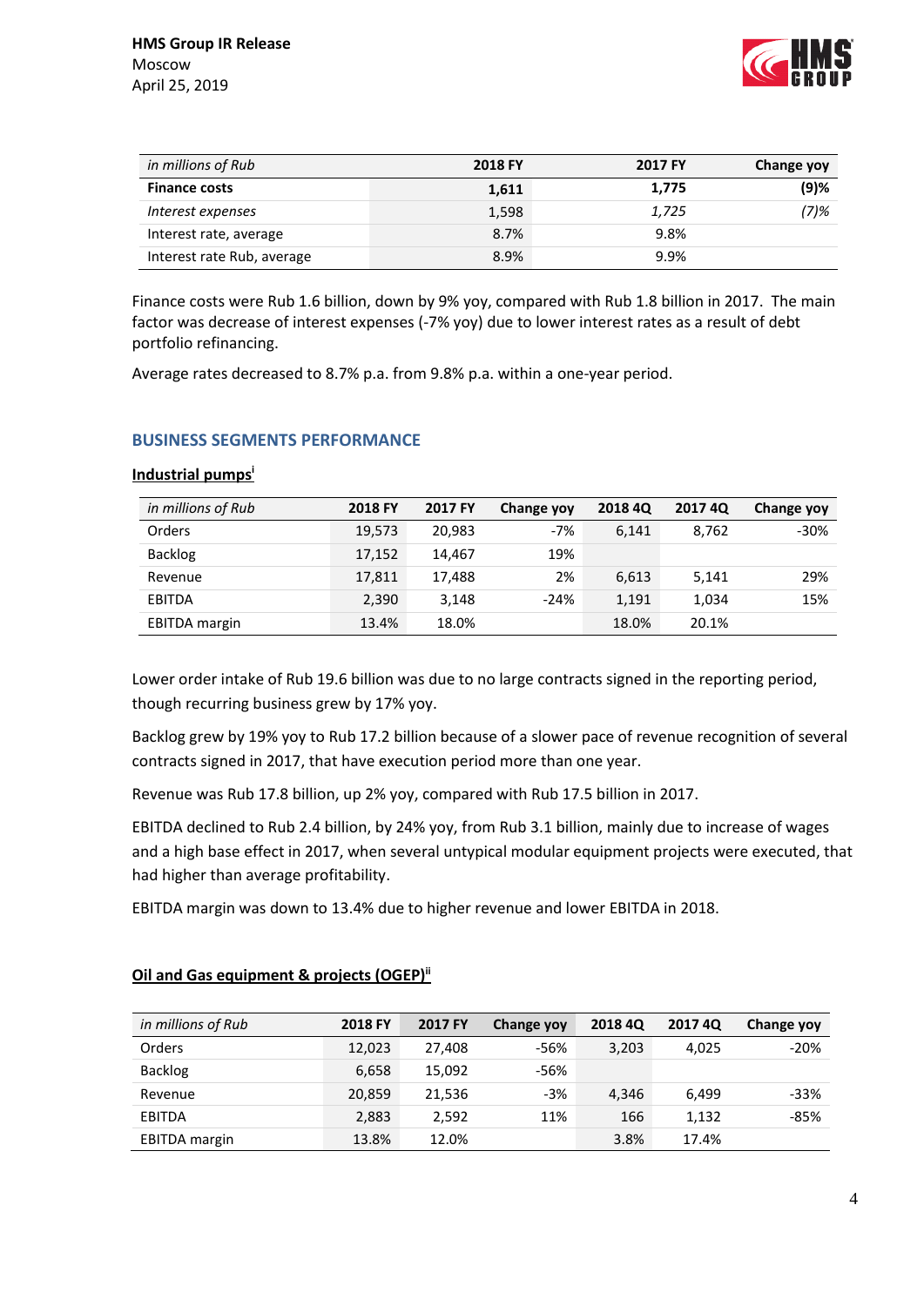| in millions of Rub | 2018 FY | 2017 FY | Change yoy |
|---|---|---|---|
| **Finance costs** | **1,611** | **1,775** | **(9)%** |
| *Interest expenses* | 1,598 | *1,725* | *(7)%* |
| Interest rate, average | 8.7% | 9.8% | |
| Interest rate Rub, average | 8.9% | 9.9% | |

Finance costs were Rub 1.6 billion, down by 9% yoy, compared with Rub 1.8 billion in 2017. The main factor was decrease of interest expenses (-7% yoy) due to lower interest rates as a result of debt portfolio refinancing.

Average rates decreased to 8.7% p.a. from 9.8% p.a. within a one-year period.

## BUSINESS SEGMENTS PERFORMANCE

### Industrial pumps[i]

| in millions of Rub | 2018 FY | 2017 FY | Change yoy | 2018 4Q | 2017 4Q | Change yoy |
|---|---|---|---|---|---|---|
| Orders | 19,573 | 20,983 | -7% | 6,141 | 8,762 | -30% |
| Backlog | 17,152 | 14,467 | 19% | | | |
| Revenue | 17,811 | 17,488 | 2% | 6,613 | 5,141 | 29% |
| EBITDA | 2,390 | 3,148 | -24% | 1,191 | 1,034 | 15% |
| EBITDA margin | 13.4% | 18.0% | | 18.0% | 20.1% | |

Lower order intake of Rub 19.6 billion was due to no large contracts signed in the reporting period, though recurring business grew by 17% yoy.

Backlog grew by 19% yoy to Rub 17.2 billion because of a slower pace of revenue recognition of several contracts signed in 2017, that have execution period more than one year.

Revenue was Rub 17.8 billion, up 2% yoy, compared with Rub 17.5 billion in 2017.

EBITDA declined to Rub 2.4 billion, by 24% yoy, from Rub 3.1 billion, mainly due to increase of wages and a high base effect in 2017, when several untypical modular equipment projects were executed, that had higher than average profitability.

EBITDA margin was down to 13.4% due to higher revenue and lower EBITDA in 2018.

### Oil and Gas equipment & projects (OGEP)[ii]

| in millions of Rub | 2018 FY | 2017 FY | Change yoy | 2018 4Q | 2017 4Q | Change yoy |
|---|---|---|---|---|---|---|
| Orders | 12,023 | 27,408 | -56% | 3,203 | 4,025 | -20% |
| Backlog | 6,658 | 15,092 | -56% | | | |
| Revenue | 20,859 | 21,536 | -3% | 4,346 | 6,499 | -33% |
| EBITDA | 2,883 | 2,592 | 11% | 166 | 1,132 | -85% |
| EBITDA margin | 13.8% | 12.0% | | 3.8% | 17.4% | |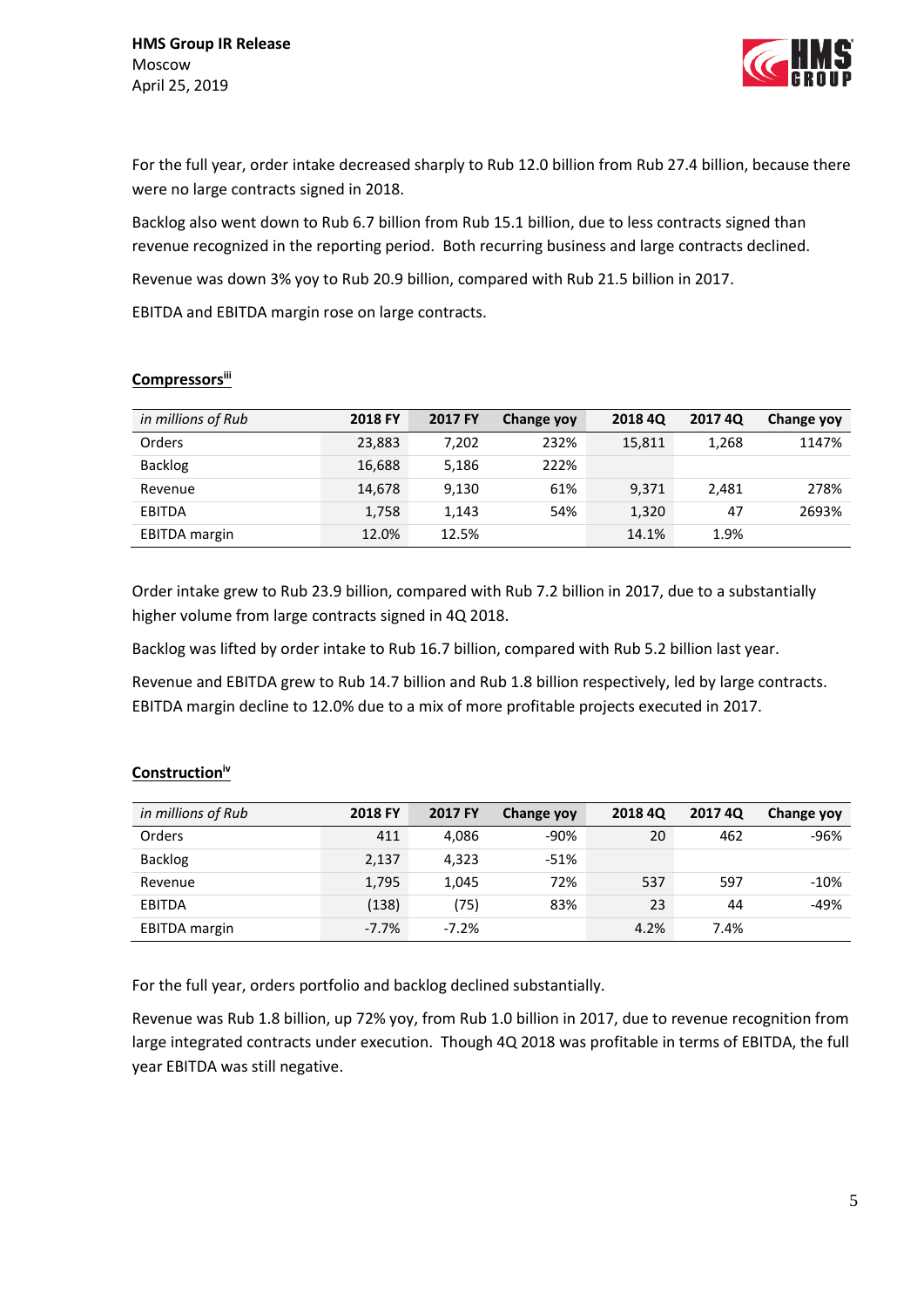For the full year, order intake decreased sharply to Rub 12.0 billion from Rub 27.4 billion, because there were no large contracts signed in 2018.

Backlog also went down to Rub 6.7 billion from Rub 15.1 billion, due to less contracts signed than revenue recognized in the reporting period. Both recurring business and large contracts declined.

Revenue was down 3% yoy to Rub 20.9 billion, compared with Rub 21.5 billion in 2017.

EBITDA and EBITDA margin rose on large contracts.

## Compressors[iii]

| *in millions of Rub* | 2018 FY | 2017 FY | Change yoy | 2018 4Q | 2017 4Q | Change yoy |
|---|---|---|---|---|---|---|
| Orders | 23,883 | 7,202 | 232% | 15,811 | 1,268 | 1147% |
| Backlog | 16,688 | 5,186 | 222% | | | |
| Revenue | 14,678 | 9,130 | 61% | 9,371 | 2,481 | 278% |
| EBITDA | 1,758 | 1,143 | 54% | 1,320 | 47 | 2693% |
| EBITDA margin | 12.0% | 12.5% | | 14.1% | 1.9% | |

Order intake grew to Rub 23.9 billion, compared with Rub 7.2 billion in 2017, due to a substantially higher volume from large contracts signed in 4Q 2018.

Backlog was lifted by order intake to Rub 16.7 billion, compared with Rub 5.2 billion last year.

Revenue and EBITDA grew to Rub 14.7 billion and Rub 1.8 billion respectively, led by large contracts. EBITDA margin decline to 12.0% due to a mix of more profitable projects executed in 2017.

## Construction[iv]

| *in millions of Rub* | 2018 FY | 2017 FY | Change yoy | 2018 4Q | 2017 4Q | Change yoy |
|---|---|---|---|---|---|---|
| Orders | 411 | 4,086 | -90% | 20 | 462 | -96% |
| Backlog | 2,137 | 4,323 | -51% | | | |
| Revenue | 1,795 | 1,045 | 72% | 537 | 597 | -10% |
| EBITDA | (138) | (75) | 83% | 23 | 44 | -49% |
| EBITDA margin | -7.7% | -7.2% | | 4.2% | 7.4% | |

For the full year, orders portfolio and backlog declined substantially.

Revenue was Rub 1.8 billion, up 72% yoy, from Rub 1.0 billion in 2017, due to revenue recognition from large integrated contracts under execution. Though 4Q 2018 was profitable in terms of EBITDA, the full year EBITDA was still negative.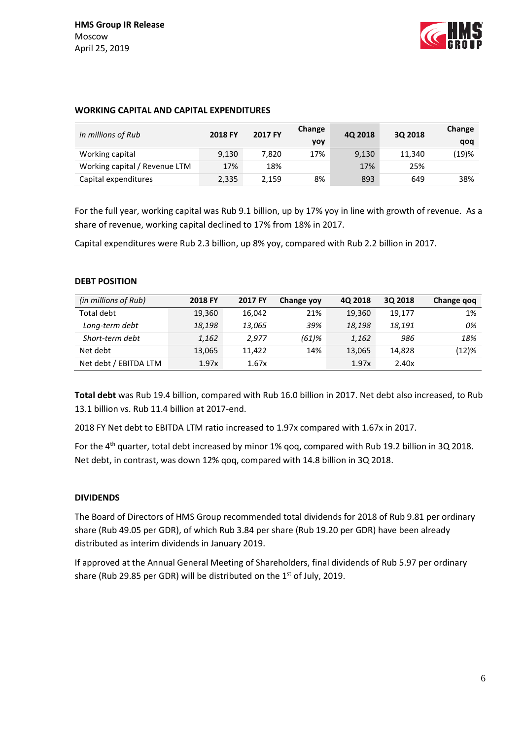HMS Group IR Release
Moscow
April 25, 2019

## WORKING CAPITAL AND CAPITAL EXPENDITURES

| *in millions of Rub* | 2018 FY | 2017 FY | Change yoy | 4Q 2018 | 3Q 2018 | Change qoq |
|---|---|---|---|---|---|---|
| Working capital | 9,130 | 7,820 | 17% | 9,130 | 11,340 | (19)% |
| Working capital / Revenue LTM | 17% | 18% | | 17% | 25% | |
| Capital expenditures | 2,335 | 2,159 | 8% | 893 | 649 | 38% |

For the full year, working capital was Rub 9.1 billion, up by 17% yoy in line with growth of revenue. As a share of revenue, working capital declined to 17% from 18% in 2017.

Capital expenditures were Rub 2.3 billion, up 8% yoy, compared with Rub 2.2 billion in 2017.

## DEBT POSITION

| *(in millions of Rub)* | 2018 FY | 2017 FY | Change yoy | 4Q 2018 | 3Q 2018 | Change qoq |
|---|---|---|---|---|---|---|
| Total debt | 19,360 | 16,042 | 21% | 19,360 | 19,177 | 1% |
| *Long-term debt* | *18,198* | *13,065* | *39%* | *18,198* | *18,191* | *0%* |
| *Short-term debt* | *1,162* | *2,977* | *(61)%* | *1,162* | *986* | *18%* |
| Net debt | 13,065 | 11,422 | 14% | 13,065 | 14,828 | (12)% |
| Net debt / EBITDA LTM | 1.97x | 1.67x | | 1.97x | 2.40x | |

**Total debt** was Rub 19.4 billion, compared with Rub 16.0 billion in 2017. Net debt also increased, to Rub 13.1 billion vs. Rub 11.4 billion at 2017-end.

2018 FY Net debt to EBITDA LTM ratio increased to 1.97x compared with 1.67x in 2017.

For the 4th quarter, total debt increased by minor 1% qoq, compared with Rub 19.2 billion in 3Q 2018. Net debt, in contrast, was down 12% qoq, compared with 14.8 billion in 3Q 2018.

## DIVIDENDS

The Board of Directors of HMS Group recommended total dividends for 2018 of Rub 9.81 per ordinary share (Rub 49.05 per GDR), of which Rub 3.84 per share (Rub 19.20 per GDR) have been already distributed as interim dividends in January 2019.

If approved at the Annual General Meeting of Shareholders, final dividends of Rub 5.97 per ordinary share (Rub 29.85 per GDR) will be distributed on the 1st of July, 2019.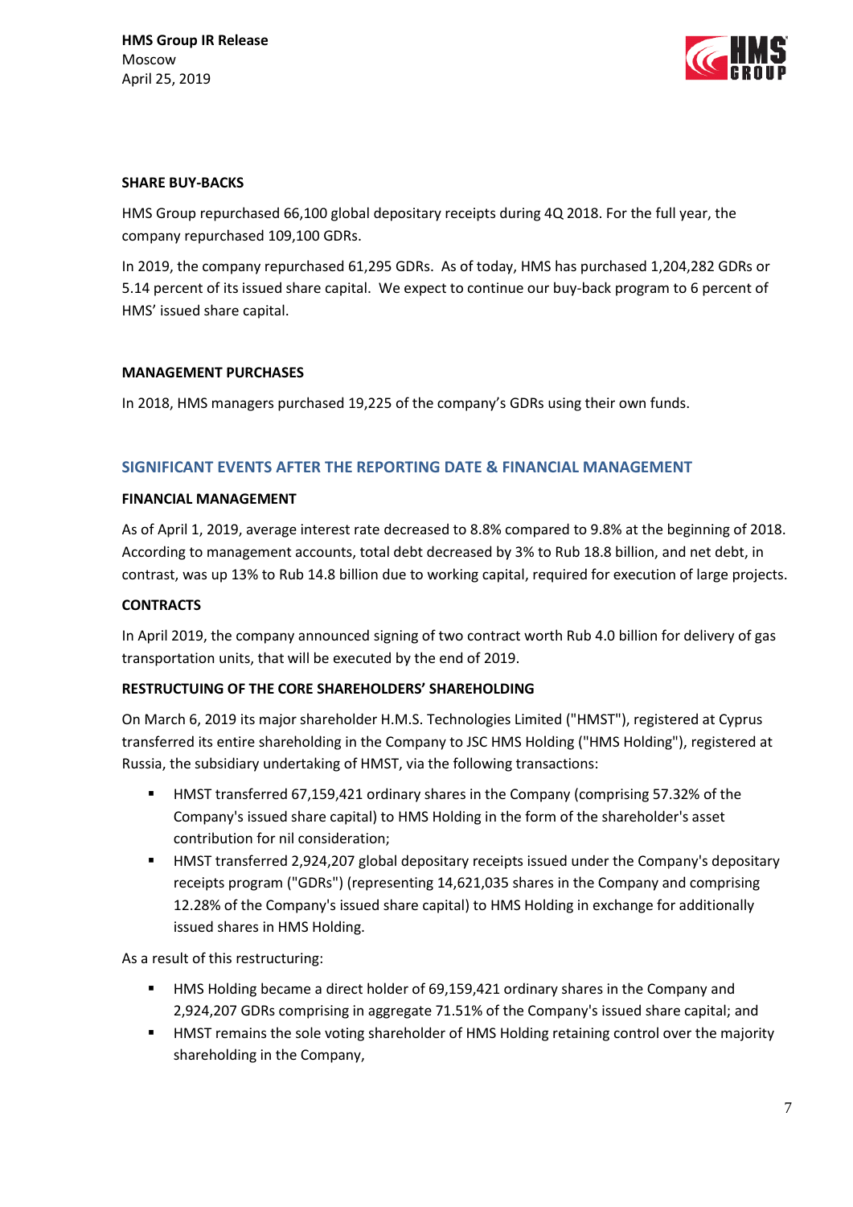#### SHARE BUY-BACKS

HMS Group repurchased 66,100 global depositary receipts during 4Q 2018. For the full year, the company repurchased 109,100 GDRs.

In 2019, the company repurchased 61,295 GDRs. As of today, HMS has purchased 1,204,282 GDRs or 5.14 percent of its issued share capital. We expect to continue our buy-back program to 6 percent of HMS' issued share capital.

#### MANAGEMENT PURCHASES

In 2018, HMS managers purchased 19,225 of the company's GDRs using their own funds.

## SIGNIFICANT EVENTS AFTER THE REPORTING DATE & FINANCIAL MANAGEMENT

#### FINANCIAL MANAGEMENT

As of April 1, 2019, average interest rate decreased to 8.8% compared to 9.8% at the beginning of 2018. According to management accounts, total debt decreased by 3% to Rub 18.8 billion, and net debt, in contrast, was up 13% to Rub 14.8 billion due to working capital, required for execution of large projects.

#### CONTRACTS

In April 2019, the company announced signing of two contract worth Rub 4.0 billion for delivery of gas transportation units, that will be executed by the end of 2019.

#### RESTRUCTUING OF THE CORE SHAREHOLDERS' SHAREHOLDING

On March 6, 2019 its major shareholder H.M.S. Technologies Limited ("HMST"), registered at Cyprus transferred its entire shareholding in the Company to JSC HMS Holding ("HMS Holding"), registered at Russia, the subsidiary undertaking of HMST, via the following transactions:

- HMST transferred 67,159,421 ordinary shares in the Company (comprising 57.32% of the Company's issued share capital) to HMS Holding in the form of the shareholder's asset contribution for nil consideration;
- HMST transferred 2,924,207 global depositary receipts issued under the Company's depositary receipts program ("GDRs") (representing 14,621,035 shares in the Company and comprising 12.28% of the Company's issued share capital) to HMS Holding in exchange for additionally issued shares in HMS Holding.

As a result of this restructuring:

- HMS Holding became a direct holder of 69,159,421 ordinary shares in the Company and 2,924,207 GDRs comprising in aggregate 71.51% of the Company's issued share capital; and
- HMST remains the sole voting shareholder of HMS Holding retaining control over the majority shareholding in the Company,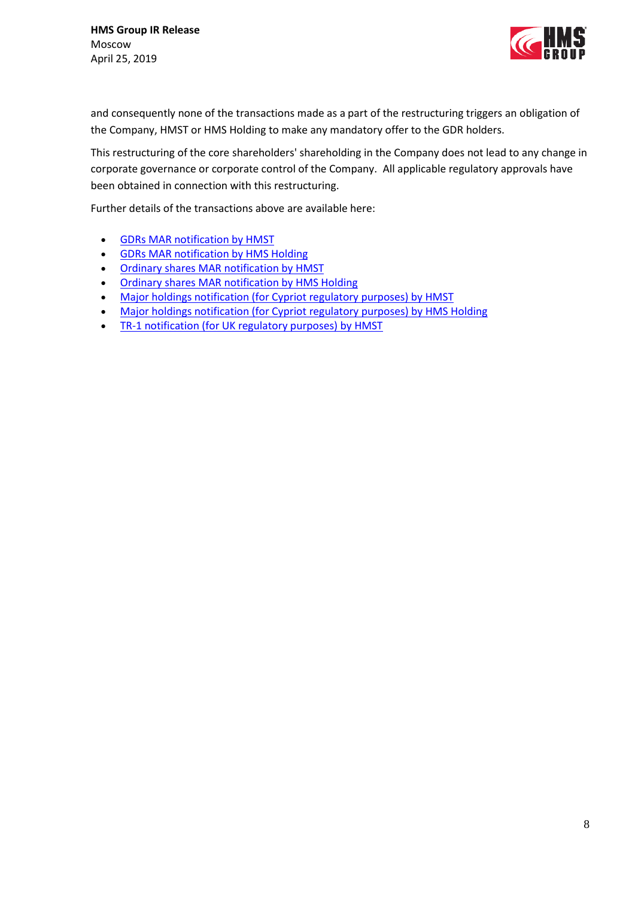and consequently none of the transactions made as a part of the restructuring triggers an obligation of the Company, HMST or HMS Holding to make any mandatory offer to the GDR holders.

This restructuring of the core shareholders' shareholding in the Company does not lead to any change in corporate governance or corporate control of the Company. All applicable regulatory approvals have been obtained in connection with this restructuring.

Further details of the transactions above are available here:

- GDRs MAR notification by HMST
- GDRs MAR notification by HMS Holding
- Ordinary shares MAR notification by HMST
- Ordinary shares MAR notification by HMS Holding
- Major holdings notification (for Cypriot regulatory purposes) by HMST
- Major holdings notification (for Cypriot regulatory purposes) by HMS Holding
- TR-1 notification (for UK regulatory purposes) by HMST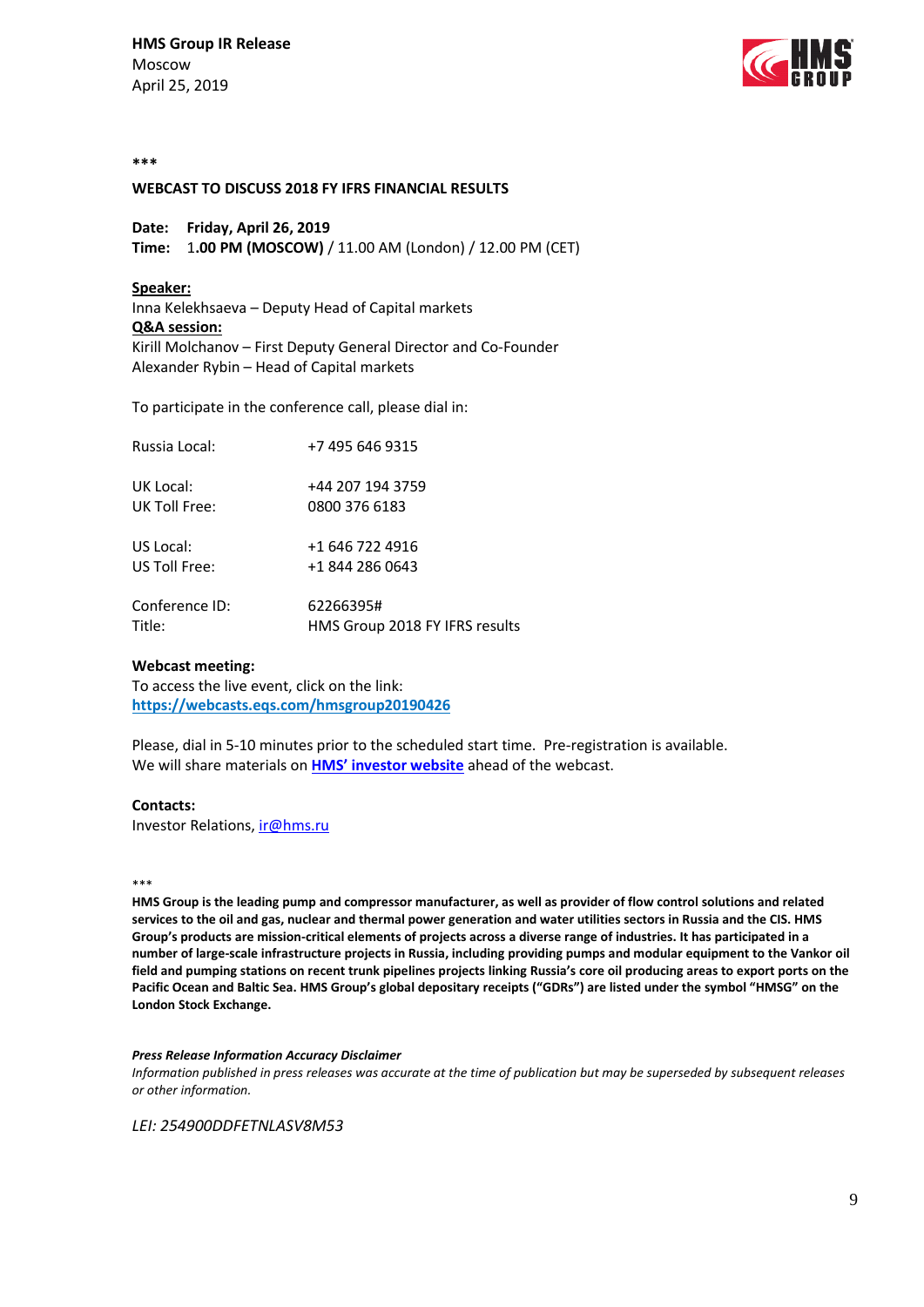**HMS Group IR Release**
Moscow
April 25, 2019

***

**WEBCAST TO DISCUSS 2018 FY IFRS FINANCIAL RESULTS**

**Date:** **Friday, April 26, 2019**
**Time:** 1**.00 PM (MOSCOW)** / 11.00 AM (London) / 12.00 PM (CET)

**Speaker:**
Inna Kelekhsaeva – Deputy Head of Capital markets
**Q&A session:**
Kirill Molchanov – First Deputy General Director and Co-Founder
Alexander Rybin – Head of Capital markets

To participate in the conference call, please dial in:

| | |
|---|---|
| Russia Local: | +7 495 646 9315 |
| UK Local: | +44 207 194 3759 |
| UK Toll Free: | 0800 376 6183 |
| US Local: | +1 646 722 4916 |
| US Toll Free: | +1 844 286 0643 |
| Conference ID: | 62266395# |
| Title: | HMS Group 2018 FY IFRS results |

**Webcast meeting:**
To access the live event, click on the link:
**https://webcasts.eqs.com/hmsgroup20190426**

Please, dial in 5-10 minutes prior to the scheduled start time. Pre-registration is available.
We will share materials on **HMS' investor website** ahead of the webcast.

**Contacts:**
Investor Relations, ir@hms.ru

***

**HMS Group is the leading pump and compressor manufacturer, as well as provider of flow control solutions and related services to the oil and gas, nuclear and thermal power generation and water utilities sectors in Russia and the CIS. HMS Group's products are mission-critical elements of projects across a diverse range of industries. It has participated in a number of large-scale infrastructure projects in Russia, including providing pumps and modular equipment to the Vankor oil field and pumping stations on recent trunk pipelines projects linking Russia's core oil producing areas to export ports on the Pacific Ocean and Baltic Sea. HMS Group's global depositary receipts ("GDRs") are listed under the symbol "HMSG" on the London Stock Exchange.**

***Press Release Information Accuracy Disclaimer***
*Information published in press releases was accurate at the time of publication but may be superseded by subsequent releases or other information.*

*LEI: 254900DDFETNLASV8M53*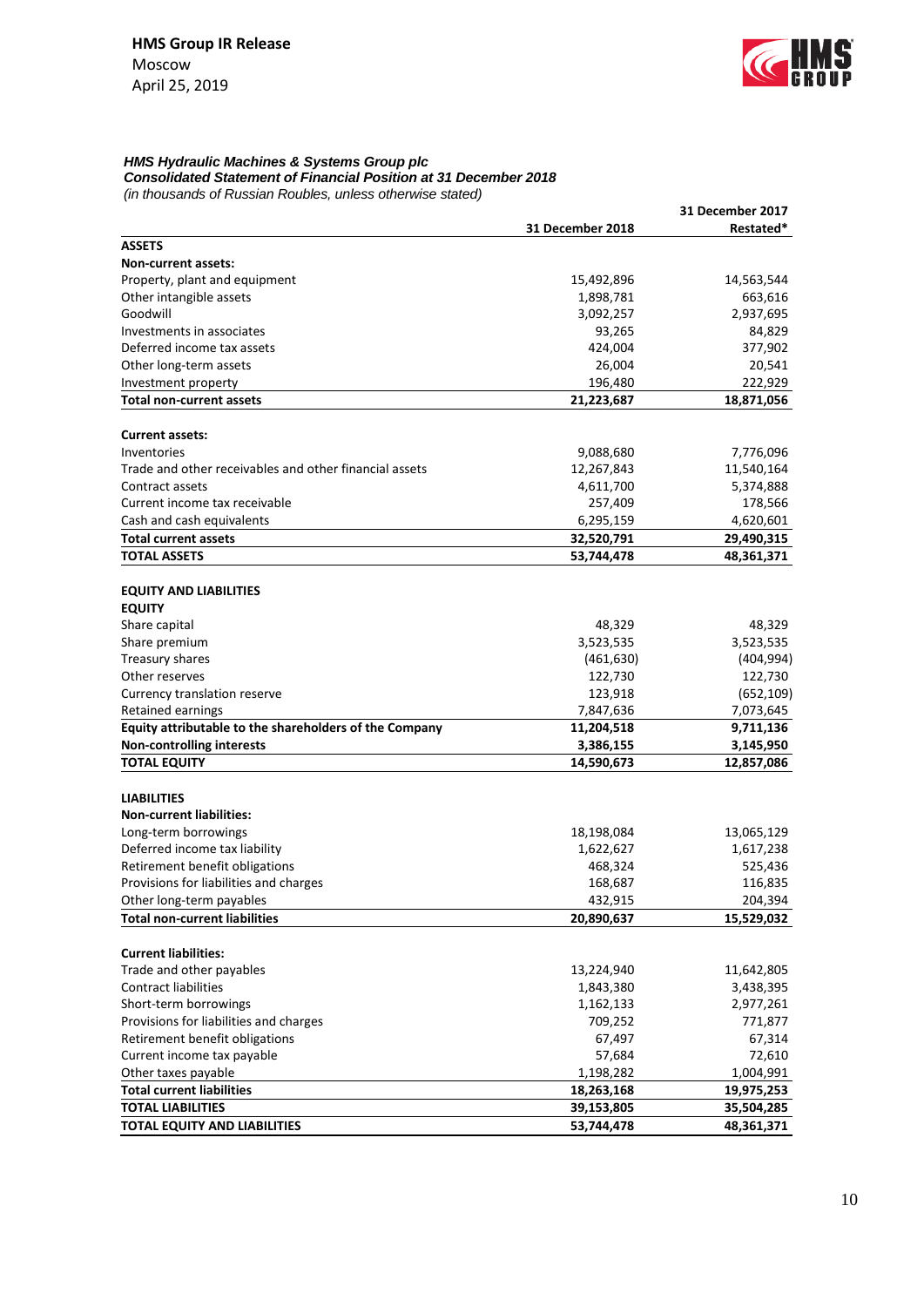**HMS Group IR Release**
Moscow
April 25, 2019

***HMS Hydraulic Machines & Systems Group plc***
***Consolidated Statement of Financial Position at 31 December 2018***
*(in thousands of Russian Roubles, unless otherwise stated)*

| | 31 December 2018 | 31 December 2017 Restated* |
|---|---|---|
| **ASSETS** | | |
| **Non-current assets:** | | |
| Property, plant and equipment | 15,492,896 | 14,563,544 |
| Other intangible assets | 1,898,781 | 663,616 |
| Goodwill | 3,092,257 | 2,937,695 |
| Investments in associates | 93,265 | 84,829 |
| Deferred income tax assets | 424,004 | 377,902 |
| Other long-term assets | 26,004 | 20,541 |
| Investment property | 196,480 | 222,929 |
| **Total non-current assets** | **21,223,687** | **18,871,056** |
| | | |
| **Current assets:** | | |
| Inventories | 9,088,680 | 7,776,096 |
| Trade and other receivables and other financial assets | 12,267,843 | 11,540,164 |
| Contract assets | 4,611,700 | 5,374,888 |
| Current income tax receivable | 257,409 | 178,566 |
| Cash and cash equivalents | 6,295,159 | 4,620,601 |
| **Total current assets** | **32,520,791** | **29,490,315** |
| **TOTAL ASSETS** | **53,744,478** | **48,361,371** |
| | | |
| **EQUITY AND LIABILITIES** | | |
| **EQUITY** | | |
| Share capital | 48,329 | 48,329 |
| Share premium | 3,523,535 | 3,523,535 |
| Treasury shares | (461,630) | (404,994) |
| Other reserves | 122,730 | 122,730 |
| Currency translation reserve | 123,918 | (652,109) |
| Retained earnings | 7,847,636 | 7,073,645 |
| **Equity attributable to the shareholders of the Company** | **11,204,518** | **9,711,136** |
| **Non-controlling interests** | **3,386,155** | **3,145,950** |
| **TOTAL EQUITY** | **14,590,673** | **12,857,086** |
| | | |
| **LIABILITIES** | | |
| **Non-current liabilities:** | | |
| Long-term borrowings | 18,198,084 | 13,065,129 |
| Deferred income tax liability | 1,622,627 | 1,617,238 |
| Retirement benefit obligations | 468,324 | 525,436 |
| Provisions for liabilities and charges | 168,687 | 116,835 |
| Other long-term payables | 432,915 | 204,394 |
| **Total non-current liabilities** | **20,890,637** | **15,529,032** |
| | | |
| **Current liabilities:** | | |
| Trade and other payables | 13,224,940 | 11,642,805 |
| Contract liabilities | 1,843,380 | 3,438,395 |
| Short-term borrowings | 1,162,133 | 2,977,261 |
| Provisions for liabilities and charges | 709,252 | 771,877 |
| Retirement benefit obligations | 67,497 | 67,314 |
| Current income tax payable | 57,684 | 72,610 |
| Other taxes payable | 1,198,282 | 1,004,991 |
| **Total current liabilities** | **18,263,168** | **19,975,253** |
| **TOTAL LIABILITIES** | **39,153,805** | **35,504,285** |
| **TOTAL EQUITY AND LIABILITIES** | **53,744,478** | **48,361,371** |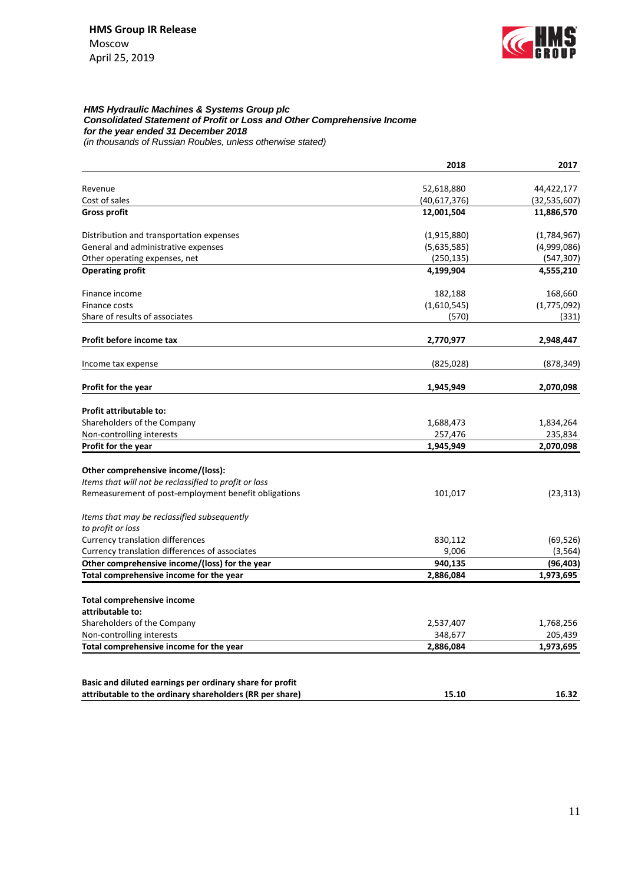**HMS Group IR Release**
Moscow
April 25, 2019

***HMS Hydraulic Machines & Systems Group plc***
***Consolidated Statement of Profit or Loss and Other Comprehensive Income***
***for the year ended 31 December 2018***
*(in thousands of Russian Roubles, unless otherwise stated)*

| | 2018 | 2017 |
|---|---|---|
| Revenue | 52,618,880 | 44,422,177 |
| Cost of sales | (40,617,376) | (32,535,607) |
| **Gross profit** | **12,001,504** | **11,886,570** |
| Distribution and transportation expenses | (1,915,880) | (1,784,967) |
| General and administrative expenses | (5,635,585) | (4,999,086) |
| Other operating expenses, net | (250,135) | (547,307) |
| **Operating profit** | **4,199,904** | **4,555,210** |
| Finance income | 182,188 | 168,660 |
| Finance costs | (1,610,545) | (1,775,092) |
| Share of results of associates | (570) | (331) |
| **Profit before income tax** | **2,770,977** | **2,948,447** |
| Income tax expense | (825,028) | (878,349) |
| **Profit for the year** | **1,945,949** | **2,070,098** |
| **Profit attributable to:** | | |
| Shareholders of the Company | 1,688,473 | 1,834,264 |
| Non-controlling interests | 257,476 | 235,834 |
| **Profit for the year** | **1,945,949** | **2,070,098** |
| **Other comprehensive income/(loss):** | | |
| *Items that will not be reclassified to profit or loss* | | |
| Remeasurement of post-employment benefit obligations | 101,017 | (23,313) |
| *Items that may be reclassified subsequently to profit or loss* | | |
| Currency translation differences | 830,112 | (69,526) |
| Currency translation differences of associates | 9,006 | (3,564) |
| **Other comprehensive income/(loss) for the year** | **940,135** | **(96,403)** |
| **Total comprehensive income for the year** | **2,886,084** | **1,973,695** |
| **Total comprehensive income attributable to:** | | |
| Shareholders of the Company | 2,537,407 | 1,768,256 |
| Non-controlling interests | 348,677 | 205,439 |
| **Total comprehensive income for the year** | **2,886,084** | **1,973,695** |
| **Basic and diluted earnings per ordinary share for profit attributable to the ordinary shareholders (RR per share)** | **15.10** | **16.32** |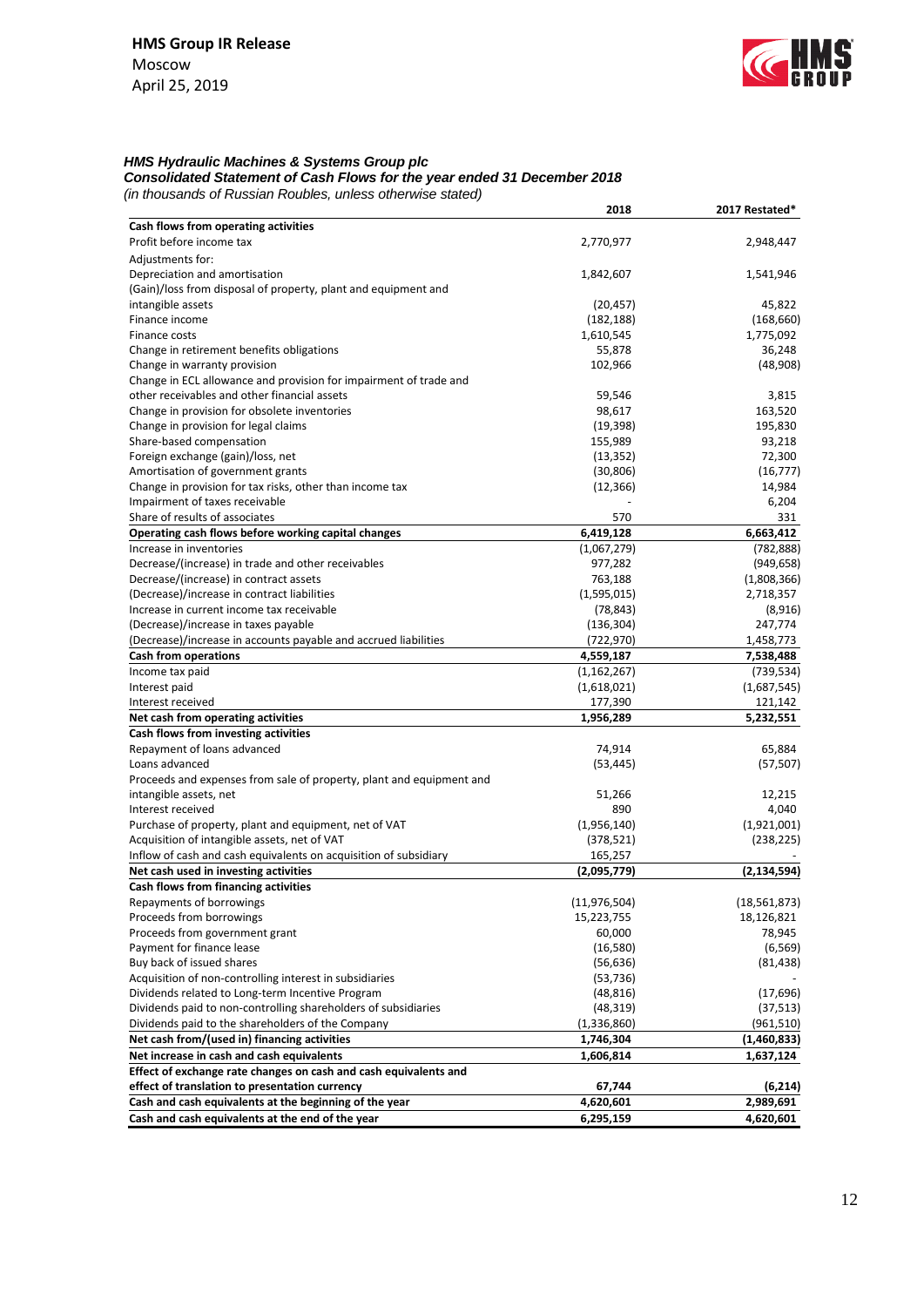**HMS Group IR Release**
Moscow
April 25, 2019

***HMS Hydraulic Machines & Systems Group plc***
***Consolidated Statement of Cash Flows for the year ended 31 December 2018***
*(in thousands of Russian Roubles, unless otherwise stated)*

| | 2018 | 2017 Restated* |
|---|---|---|
| **Cash flows from operating activities** | | |
| Profit before income tax | 2,770,977 | 2,948,447 |
| Adjustments for: | | |
| Depreciation and amortisation | 1,842,607 | 1,541,946 |
| (Gain)/loss from disposal of property, plant and equipment and intangible assets | (20,457) | 45,822 |
| Finance income | (182,188) | (168,660) |
| Finance costs | 1,610,545 | 1,775,092 |
| Change in retirement benefits obligations | 55,878 | 36,248 |
| Change in warranty provision | 102,966 | (48,908) |
| Change in ECL allowance and provision for impairment of trade and other receivables and other financial assets | 59,546 | 3,815 |
| Change in provision for obsolete inventories | 98,617 | 163,520 |
| Change in provision for legal claims | (19,398) | 195,830 |
| Share-based compensation | 155,989 | 93,218 |
| Foreign exchange (gain)/loss, net | (13,352) | 72,300 |
| Amortisation of government grants | (30,806) | (16,777) |
| Change in provision for tax risks, other than income tax | (12,366) | 14,984 |
| Impairment of taxes receivable | - | 6,204 |
| Share of results of associates | 570 | 331 |
| **Operating cash flows before working capital changes** | **6,419,128** | **6,663,412** |
| Increase in inventories | (1,067,279) | (782,888) |
| Decrease/(increase) in trade and other receivables | 977,282 | (949,658) |
| Decrease/(increase) in contract assets | 763,188 | (1,808,366) |
| (Decrease)/increase in contract liabilities | (1,595,015) | 2,718,357 |
| Increase in current income tax receivable | (78,843) | (8,916) |
| (Decrease)/increase in taxes payable | (136,304) | 247,774 |
| (Decrease)/increase in accounts payable and accrued liabilities | (722,970) | 1,458,773 |
| **Cash from operations** | **4,559,187** | **7,538,488** |
| Income tax paid | (1,162,267) | (739,534) |
| Interest paid | (1,618,021) | (1,687,545) |
| Interest received | 177,390 | 121,142 |
| **Net cash from operating activities** | **1,956,289** | **5,232,551** |
| **Cash flows from investing activities** | | |
| Repayment of loans advanced | 74,914 | 65,884 |
| Loans advanced | (53,445) | (57,507) |
| Proceeds and expenses from sale of property, plant and equipment and intangible assets, net | 51,266 | 12,215 |
| Interest received | 890 | 4,040 |
| Purchase of property, plant and equipment, net of VAT | (1,956,140) | (1,921,001) |
| Acquisition of intangible assets, net of VAT | (378,521) | (238,225) |
| Inflow of cash and cash equivalents on acquisition of subsidiary | 165,257 | - |
| **Net cash used in investing activities** | **(2,095,779)** | **(2,134,594)** |
| **Cash flows from financing activities** | | |
| Repayments of borrowings | (11,976,504) | (18,561,873) |
| Proceeds from borrowings | 15,223,755 | 18,126,821 |
| Proceeds from government grant | 60,000 | 78,945 |
| Payment for finance lease | (16,580) | (6,569) |
| Buy back of issued shares | (56,636) | (81,438) |
| Acquisition of non-controlling interest in subsidiaries | (53,736) | - |
| Dividends related to Long-term Incentive Program | (48,816) | (17,696) |
| Dividends paid to non-controlling shareholders of subsidiaries | (48,319) | (37,513) |
| Dividends paid to the shareholders of the Company | (1,336,860) | (961,510) |
| **Net cash from/(used in) financing activities** | **1,746,304** | **(1,460,833)** |
| **Net increase in cash and cash equivalents** | **1,606,814** | **1,637,124** |
| **Effect of exchange rate changes on cash and cash equivalents and effect of translation to presentation currency** | **67,744** | **(6,214)** |
| **Cash and cash equivalents at the beginning of the year** | **4,620,601** | **2,989,691** |
| **Cash and cash equivalents at the end of the year** | **6,295,159** | **4,620,601** |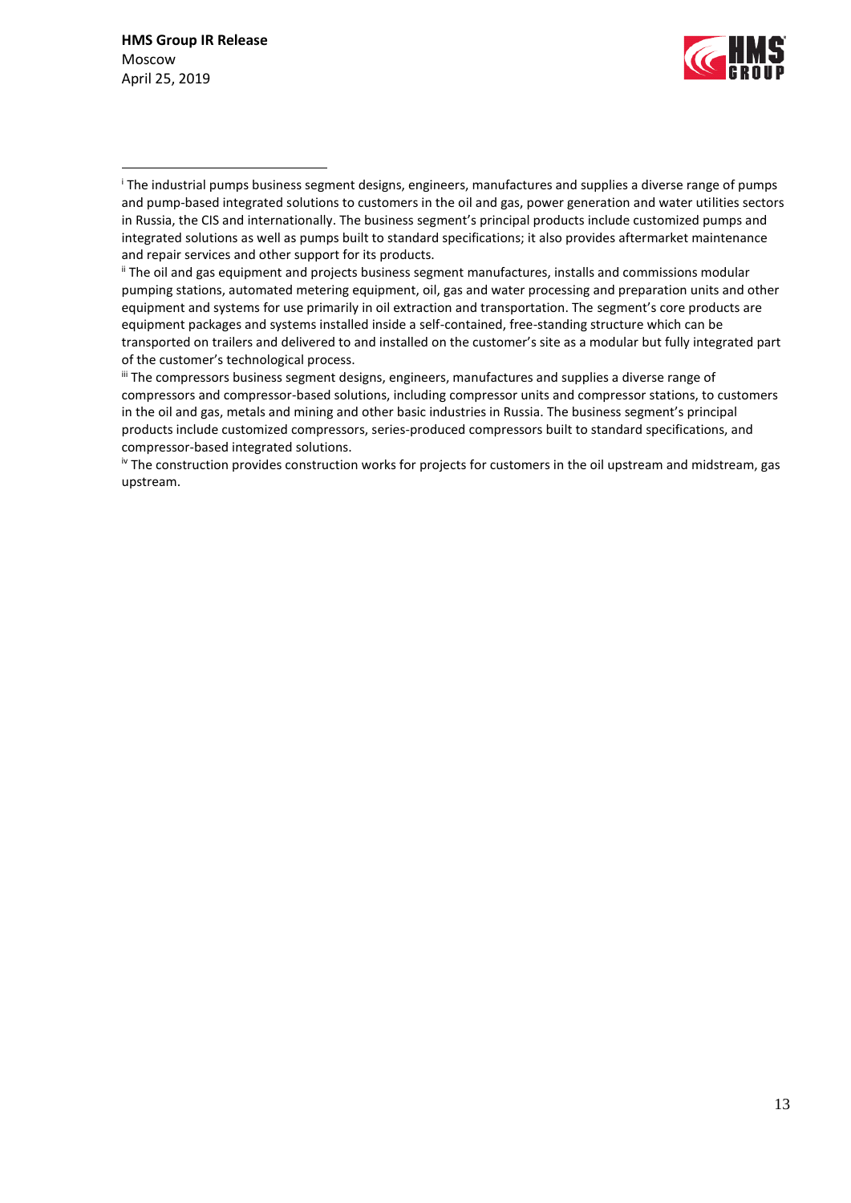[i] The industrial pumps business segment designs, engineers, manufactures and supplies a diverse range of pumps and pump-based integrated solutions to customers in the oil and gas, power generation and water utilities sectors in Russia, the CIS and internationally. The business segment's principal products include customized pumps and integrated solutions as well as pumps built to standard specifications; it also provides aftermarket maintenance and repair services and other support for its products.

[ii] The oil and gas equipment and projects business segment manufactures, installs and commissions modular pumping stations, automated metering equipment, oil, gas and water processing and preparation units and other equipment and systems for use primarily in oil extraction and transportation. The segment's core products are equipment packages and systems installed inside a self-contained, free-standing structure which can be transported on trailers and delivered to and installed on the customer's site as a modular but fully integrated part of the customer's technological process.

[iii] The compressors business segment designs, engineers, manufactures and supplies a diverse range of compressors and compressor-based solutions, including compressor units and compressor stations, to customers in the oil and gas, metals and mining and other basic industries in Russia. The business segment's principal products include customized compressors, series-produced compressors built to standard specifications, and compressor-based integrated solutions.

[iv] The construction provides construction works for projects for customers in the oil upstream and midstream, gas upstream.